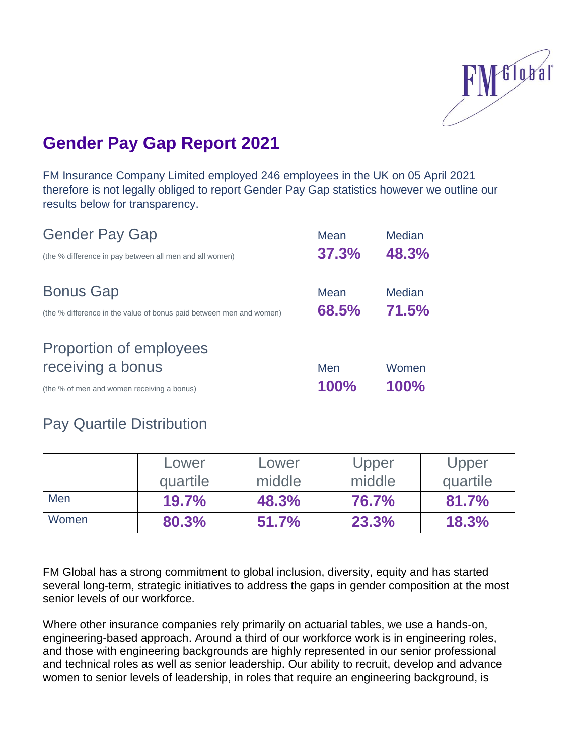# Gender Pay Gap Report 2021

FM Insurance Company Limited employed 246 employees in the UK on 05 April 2021 therefore is not legally obliged to report Gender Pay Gap statistics however we outline our results below for transparency.

## Gender Pay Gap

(the % difference in pay between all men and all women)

| Mean | Median |
|---|---|
| **37.3%** | **48.3%** |

## Bonus Gap

(the % difference in the value of bonus paid between men and women)

| Mean | Median |
|---|---|
| **68.5%** | **71.5%** |

## Proportion of employees receiving a bonus

(the % of men and women receiving a bonus)

| Men | Women |
|---|---|
| **100%** | **100%** |

## Pay Quartile Distribution

| | Lower quartile | Lower middle | Upper middle | Upper quartile |
|---|---|---|---|---|
| Men | **19.7%** | **48.3%** | **76.7%** | **81.7%** |
| Women | **80.3%** | **51.7%** | **23.3%** | **18.3%** |

FM Global has a strong commitment to global inclusion, diversity, equity and has started several long-term, strategic initiatives to address the gaps in gender composition at the most senior levels of our workforce.

Where other insurance companies rely primarily on actuarial tables, we use a hands-on, engineering-based approach. Around a third of our workforce work is in engineering roles, and those with engineering backgrounds are highly represented in our senior professional and technical roles as well as senior leadership. Our ability to recruit, develop and advance women to senior levels of leadership, in roles that require an engineering background, is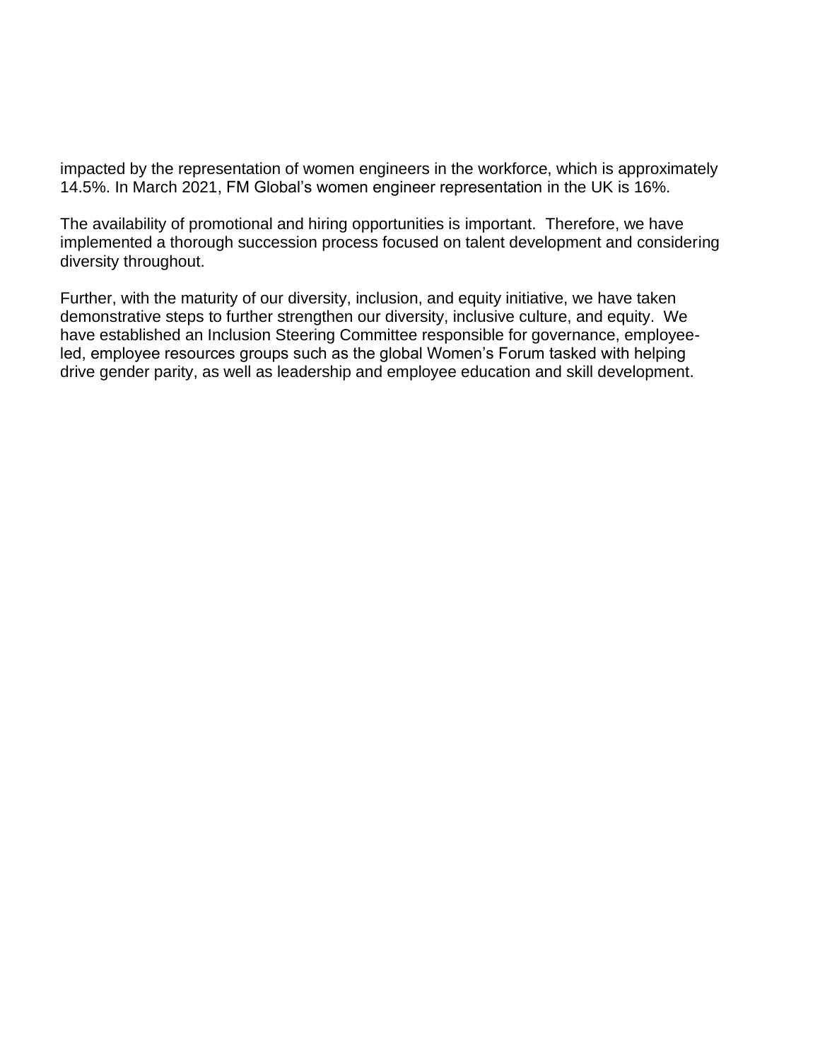impacted by the representation of women engineers in the workforce, which is approximately 14.5%. In March 2021, FM Global's women engineer representation in the UK is 16%.

The availability of promotional and hiring opportunities is important. Therefore, we have implemented a thorough succession process focused on talent development and considering diversity throughout.

Further, with the maturity of our diversity, inclusion, and equity initiative, we have taken demonstrative steps to further strengthen our diversity, inclusive culture, and equity. We have established an Inclusion Steering Committee responsible for governance, employee-led, employee resources groups such as the global Women's Forum tasked with helping drive gender parity, as well as leadership and employee education and skill development.